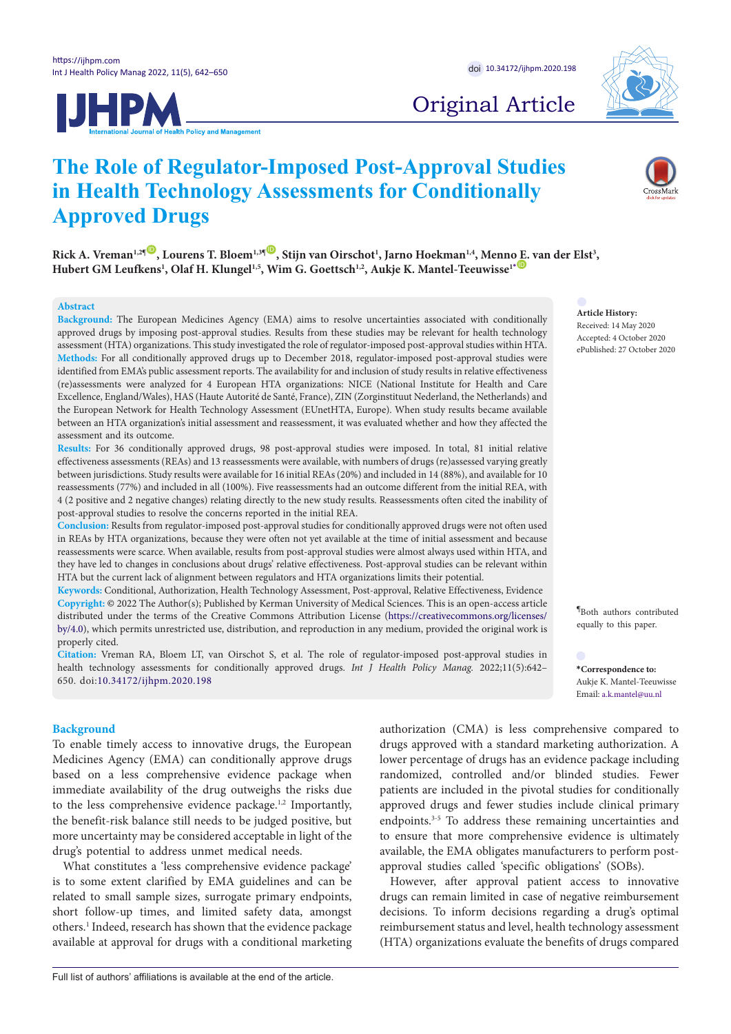# The Role of Regulator-Imposed Post-Approval Studies in Health Technology Assessments for Conditionally Approved Drugs

**Rick A. Vreman[1,2¶], Lourens T. Bloem[1,3¶], Stijn van Oirschot[1], Jarno Hoekman[1,4], Menno E. van der Elst[3], Hubert GM Leufkens[1], Olaf H. Klungel[1,5], Wim G. Goettsch[1,2], Aukje K. Mantel-Teeuwisse[1*]**

## Abstract

**Background:** The European Medicines Agency (EMA) aims to resolve uncertainties associated with conditionally approved drugs by imposing post-approval studies. Results from these studies may be relevant for health technology assessment (HTA) organizations. This study investigated the role of regulator-imposed post-approval studies within HTA.

**Methods:** For all conditionally approved drugs up to December 2018, regulator-imposed post-approval studies were identified from EMA's public assessment reports. The availability for and inclusion of study results in relative effectiveness (re)assessments were analyzed for 4 European HTA organizations: NICE (National Institute for Health and Care Excellence, England/Wales), HAS (Haute Autorité de Santé, France), ZIN (Zorginstituut Nederland, the Netherlands) and the European Network for Health Technology Assessment (EUnetHTA, Europe). When study results became available between an HTA organization's initial assessment and reassessment, it was evaluated whether and how they affected the assessment and its outcome.

**Results:** For 36 conditionally approved drugs, 98 post-approval studies were imposed. In total, 81 initial relative effectiveness assessments (REAs) and 13 reassessments were available, with numbers of drugs (re)assessed varying greatly between jurisdictions. Study results were available for 16 initial REAs (20%) and included in 14 (88%), and available for 10 reassessments (77%) and included in all (100%). Five reassessments had an outcome different from the initial REA, with 4 (2 positive and 2 negative changes) relating directly to the new study results. Reassessments often cited the inability of post-approval studies to resolve the concerns reported in the initial REA.

**Conclusion:** Results from regulator-imposed post-approval studies for conditionally approved drugs were not often used in REAs by HTA organizations, because they were often not yet available at the time of initial assessment and because reassessments were scarce. When available, results from post-approval studies were almost always used within HTA, and they have led to changes in conclusions about drugs' relative effectiveness. Post-approval studies can be relevant within HTA but the current lack of alignment between regulators and HTA organizations limits their potential.

**Keywords:** Conditional, Authorization, Health Technology Assessment, Post-approval, Relative Effectiveness, Evidence

**Copyright:** © 2022 The Author(s); Published by Kerman University of Medical Sciences. This is an open-access article distributed under the terms of the Creative Commons Attribution License (https://creativecommons.org/licenses/by/4.0), which permits unrestricted use, distribution, and reproduction in any medium, provided the original work is properly cited.

**Citation:** Vreman RA, Bloem LT, van Oirschot S, et al. The role of regulator-imposed post-approval studies in health technology assessments for conditionally approved drugs. *Int J Health Policy Manag.* 2022;11(5):642–650. doi:10.34172/ijhpm.2020.198

**Article History:**
Received: 14 May 2020
Accepted: 4 October 2020
ePublished: 27 October 2020

¶Both authors contributed equally to this paper.

**\*Correspondence to:**
Aukje K. Mantel-Teeuwisse
Email: a.k.mantel@uu.nl

## Background

To enable timely access to innovative drugs, the European Medicines Agency (EMA) can conditionally approve drugs based on a less comprehensive evidence package when immediate availability of the drug outweighs the risks due to the less comprehensive evidence package.[1,2] Importantly, the benefit-risk balance still needs to be judged positive, but more uncertainty may be considered acceptable in light of the drug's potential to address unmet medical needs.

What constitutes a 'less comprehensive evidence package' is to some extent clarified by EMA guidelines and can be related to small sample sizes, surrogate primary endpoints, short follow-up times, and limited safety data, amongst others.[1] Indeed, research has shown that the evidence package available at approval for drugs with a conditional marketing authorization (CMA) is less comprehensive compared to drugs approved with a standard marketing authorization. A lower percentage of drugs has an evidence package including randomized, controlled and/or blinded studies. Fewer patients are included in the pivotal studies for conditionally approved drugs and fewer studies include clinical primary endpoints.[3-5] To address these remaining uncertainties and to ensure that more comprehensive evidence is ultimately available, the EMA obligates manufacturers to perform post-approval studies called 'specific obligations' (SOBs).

However, after approval patient access to innovative drugs can remain limited in case of negative reimbursement decisions. To inform decisions regarding a drug's optimal reimbursement status and level, health technology assessment (HTA) organizations evaluate the benefits of drugs compared

Full list of authors' affiliations is available at the end of the article.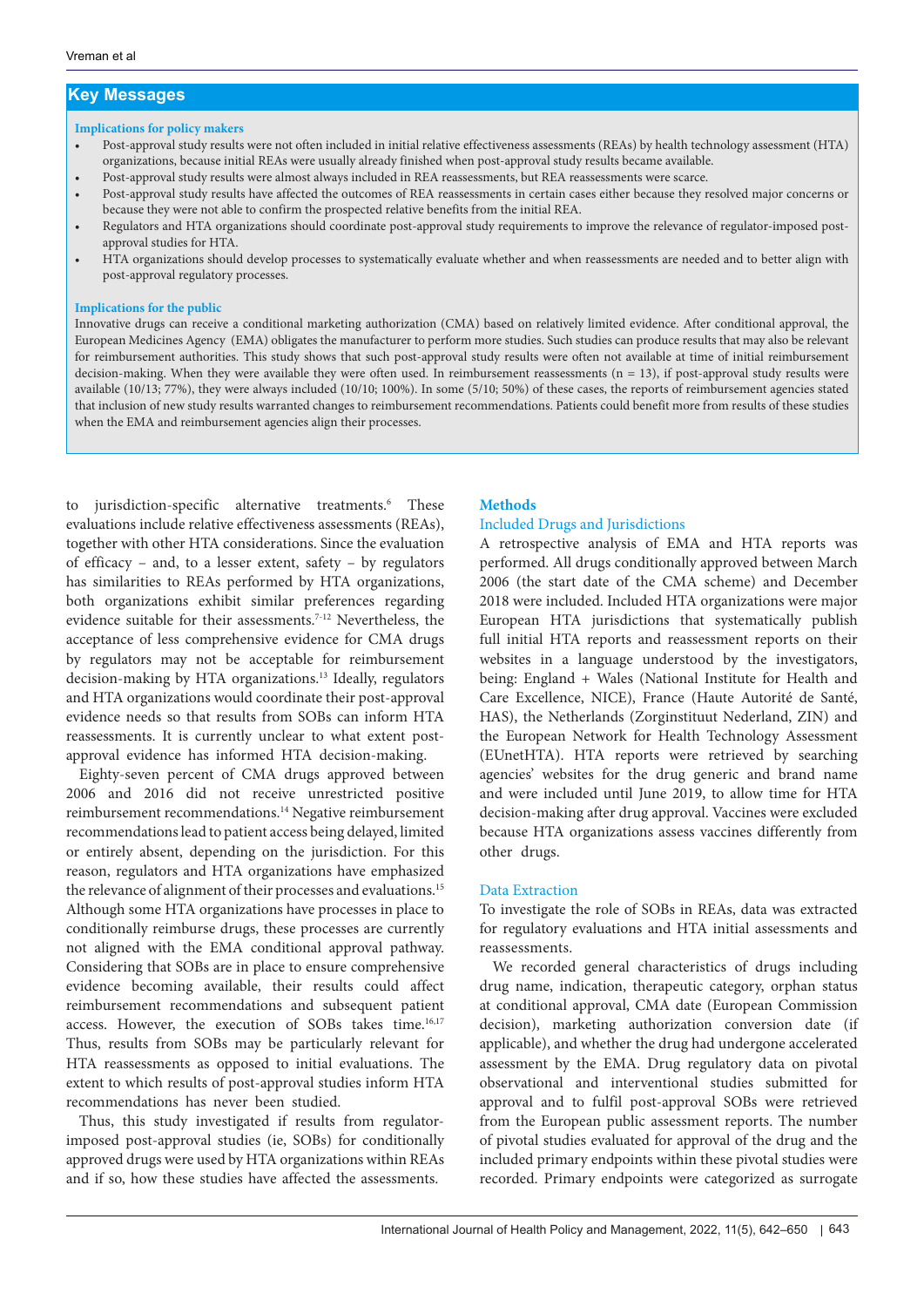## Key Messages

**Implications for policy makers**

- Post-approval study results were not often included in initial relative effectiveness assessments (REAs) by health technology assessment (HTA) organizations, because initial REAs were usually already finished when post-approval study results became available.
- Post-approval study results were almost always included in REA reassessments, but REA reassessments were scarce.
- Post-approval study results have affected the outcomes of REA reassessments in certain cases either because they resolved major concerns or because they were not able to confirm the prospected relative benefits from the initial REA.
- Regulators and HTA organizations should coordinate post-approval study requirements to improve the relevance of regulator-imposed post-approval studies for HTA.
- HTA organizations should develop processes to systematically evaluate whether and when reassessments are needed and to better align with post-approval regulatory processes.

**Implications for the public**

Innovative drugs can receive a conditional marketing authorization (CMA) based on relatively limited evidence. After conditional approval, the European Medicines Agency (EMA) obligates the manufacturer to perform more studies. Such studies can produce results that may also be relevant for reimbursement authorities. This study shows that such post-approval study results were often not available at time of initial reimbursement decision-making. When they were available they were often used. In reimbursement reassessments (n = 13), if post-approval study results were available (10/13; 77%), they were always included (10/10; 100%). In some (5/10; 50%) of these cases, the reports of reimbursement agencies stated that inclusion of new study results warranted changes to reimbursement recommendations. Patients could benefit more from results of these studies when the EMA and reimbursement agencies align their processes.

to jurisdiction-specific alternative treatments.[6] These evaluations include relative effectiveness assessments (REAs), together with other HTA considerations. Since the evaluation of efficacy – and, to a lesser extent, safety – by regulators has similarities to REAs performed by HTA organizations, both organizations exhibit similar preferences regarding evidence suitable for their assessments.[7-12] Nevertheless, the acceptance of less comprehensive evidence for CMA drugs by regulators may not be acceptable for reimbursement decision-making by HTA organizations.[13] Ideally, regulators and HTA organizations would coordinate their post-approval evidence needs so that results from SOBs can inform HTA reassessments. It is currently unclear to what extent post-approval evidence has informed HTA decision-making.

Eighty-seven percent of CMA drugs approved between 2006 and 2016 did not receive unrestricted positive reimbursement recommendations.[14] Negative reimbursement recommendations lead to patient access being delayed, limited or entirely absent, depending on the jurisdiction. For this reason, regulators and HTA organizations have emphasized the relevance of alignment of their processes and evaluations.[15] Although some HTA organizations have processes in place to conditionally reimburse drugs, these processes are currently not aligned with the EMA conditional approval pathway. Considering that SOBs are in place to ensure comprehensive evidence becoming available, their results could affect reimbursement recommendations and subsequent patient access. However, the execution of SOBs takes time.[16,17] Thus, results from SOBs may be particularly relevant for HTA reassessments as opposed to initial evaluations. The extent to which results of post-approval studies inform HTA recommendations has never been studied.

Thus, this study investigated if results from regulator-imposed post-approval studies (ie, SOBs) for conditionally approved drugs were used by HTA organizations within REAs and if so, how these studies have affected the assessments.

## Methods

### Included Drugs and Jurisdictions

A retrospective analysis of EMA and HTA reports was performed. All drugs conditionally approved between March 2006 (the start date of the CMA scheme) and December 2018 were included. Included HTA organizations were major European HTA jurisdictions that systematically publish full initial HTA reports and reassessment reports on their websites in a language understood by the investigators, being: England + Wales (National Institute for Health and Care Excellence, NICE), France (Haute Autorité de Santé, HAS), the Netherlands (Zorginstituut Nederland, ZIN) and the European Network for Health Technology Assessment (EUnetHTA). HTA reports were retrieved by searching agencies' websites for the drug generic and brand name and were included until June 2019, to allow time for HTA decision-making after drug approval. Vaccines were excluded because HTA organizations assess vaccines differently from other drugs.

### Data Extraction

To investigate the role of SOBs in REAs, data was extracted for regulatory evaluations and HTA initial assessments and reassessments.

We recorded general characteristics of drugs including drug name, indication, therapeutic category, orphan status at conditional approval, CMA date (European Commission decision), marketing authorization conversion date (if applicable), and whether the drug had undergone accelerated assessment by the EMA. Drug regulatory data on pivotal observational and interventional studies submitted for approval and to fulfil post-approval SOBs were retrieved from the European public assessment reports. The number of pivotal studies evaluated for approval of the drug and the included primary endpoints within these pivotal studies were recorded. Primary endpoints were categorized as surrogate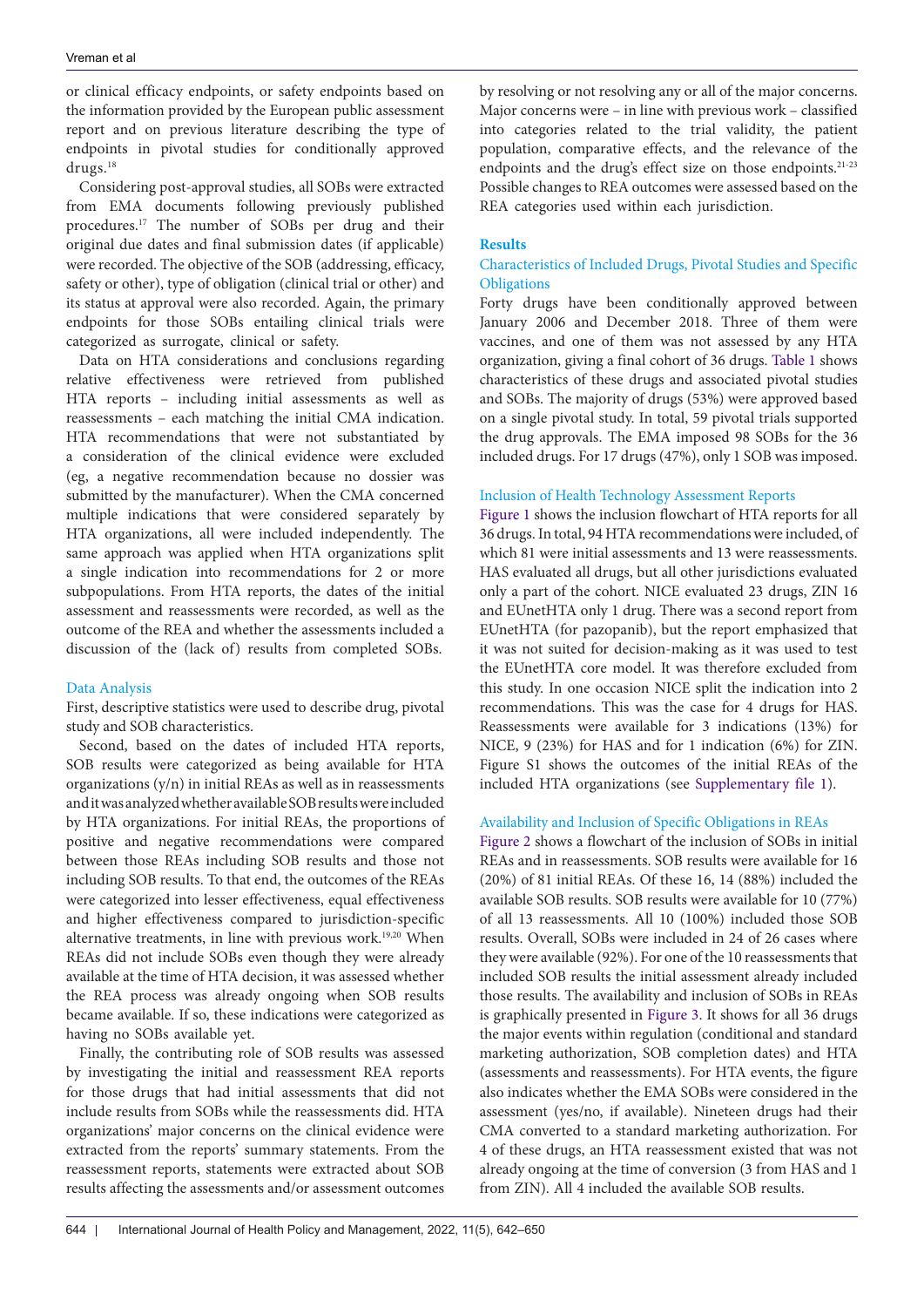or clinical efficacy endpoints, or safety endpoints based on the information provided by the European public assessment report and on previous literature describing the type of endpoints in pivotal studies for conditionally approved drugs.[18]

Considering post-approval studies, all SOBs were extracted from EMA documents following previously published procedures.[17] The number of SOBs per drug and their original due dates and final submission dates (if applicable) were recorded. The objective of the SOB (addressing, efficacy, safety or other), type of obligation (clinical trial or other) and its status at approval were also recorded. Again, the primary endpoints for those SOBs entailing clinical trials were categorized as surrogate, clinical or safety.

Data on HTA considerations and conclusions regarding relative effectiveness were retrieved from published HTA reports – including initial assessments as well as reassessments – each matching the initial CMA indication. HTA recommendations that were not substantiated by a consideration of the clinical evidence were excluded (eg, a negative recommendation because no dossier was submitted by the manufacturer). When the CMA concerned multiple indications that were considered separately by HTA organizations, all were included independently. The same approach was applied when HTA organizations split a single indication into recommendations for 2 or more subpopulations. From HTA reports, the dates of the initial assessment and reassessments were recorded, as well as the outcome of the REA and whether the assessments included a discussion of the (lack of) results from completed SOBs.

### Data Analysis

First, descriptive statistics were used to describe drug, pivotal study and SOB characteristics.

Second, based on the dates of included HTA reports, SOB results were categorized as being available for HTA organizations (y/n) in initial REAs as well as in reassessments and it was analyzed whether available SOB results were included by HTA organizations. For initial REAs, the proportions of positive and negative recommendations were compared between those REAs including SOB results and those not including SOB results. To that end, the outcomes of the REAs were categorized into lesser effectiveness, equal effectiveness and higher effectiveness compared to jurisdiction-specific alternative treatments, in line with previous work.[19,20] When REAs did not include SOBs even though they were already available at the time of HTA decision, it was assessed whether the REA process was already ongoing when SOB results became available. If so, these indications were categorized as having no SOBs available yet.

Finally, the contributing role of SOB results was assessed by investigating the initial and reassessment REA reports for those drugs that had initial assessments that did not include results from SOBs while the reassessments did. HTA organizations' major concerns on the clinical evidence were extracted from the reports' summary statements. From the reassessment reports, statements were extracted about SOB results affecting the assessments and/or assessment outcomes by resolving or not resolving any or all of the major concerns. Major concerns were – in line with previous work – classified into categories related to the trial validity, the patient population, comparative effects, and the relevance of the endpoints and the drug's effect size on those endpoints.[21-23] Possible changes to REA outcomes were assessed based on the REA categories used within each jurisdiction.

## Results

### Characteristics of Included Drugs, Pivotal Studies and Specific Obligations

Forty drugs have been conditionally approved between January 2006 and December 2018. Three of them were vaccines, and one of them was not assessed by any HTA organization, giving a final cohort of 36 drugs. Table 1 shows characteristics of these drugs and associated pivotal studies and SOBs. The majority of drugs (53%) were approved based on a single pivotal study. In total, 59 pivotal trials supported the drug approvals. The EMA imposed 98 SOBs for the 36 included drugs. For 17 drugs (47%), only 1 SOB was imposed.

### Inclusion of Health Technology Assessment Reports

Figure 1 shows the inclusion flowchart of HTA reports for all 36 drugs. In total, 94 HTA recommendations were included, of which 81 were initial assessments and 13 were reassessments. HAS evaluated all drugs, but all other jurisdictions evaluated only a part of the cohort. NICE evaluated 23 drugs, ZIN 16 and EUnetHTA only 1 drug. There was a second report from EUnetHTA (for pazopanib), but the report emphasized that it was not suited for decision-making as it was used to test the EUnetHTA core model. It was therefore excluded from this study. In one occasion NICE split the indication into 2 recommendations. This was the case for 4 drugs for HAS. Reassessments were available for 3 indications (13%) for NICE, 9 (23%) for HAS and for 1 indication (6%) for ZIN. Figure S1 shows the outcomes of the initial REAs of the included HTA organizations (see Supplementary file 1).

### Availability and Inclusion of Specific Obligations in REAs

Figure 2 shows a flowchart of the inclusion of SOBs in initial REAs and in reassessments. SOB results were available for 16 (20%) of 81 initial REAs. Of these 16, 14 (88%) included the available SOB results. SOB results were available for 10 (77%) of all 13 reassessments. All 10 (100%) included those SOB results. Overall, SOBs were included in 24 of 26 cases where they were available (92%). For one of the 10 reassessments that included SOB results the initial assessment already included those results. The availability and inclusion of SOBs in REAs is graphically presented in Figure 3. It shows for all 36 drugs the major events within regulation (conditional and standard marketing authorization, SOB completion dates) and HTA (assessments and reassessments). For HTA events, the figure also indicates whether the EMA SOBs were considered in the assessment (yes/no, if available). Nineteen drugs had their CMA converted to a standard marketing authorization. For 4 of these drugs, an HTA reassessment existed that was not already ongoing at the time of conversion (3 from HAS and 1 from ZIN). All 4 included the available SOB results.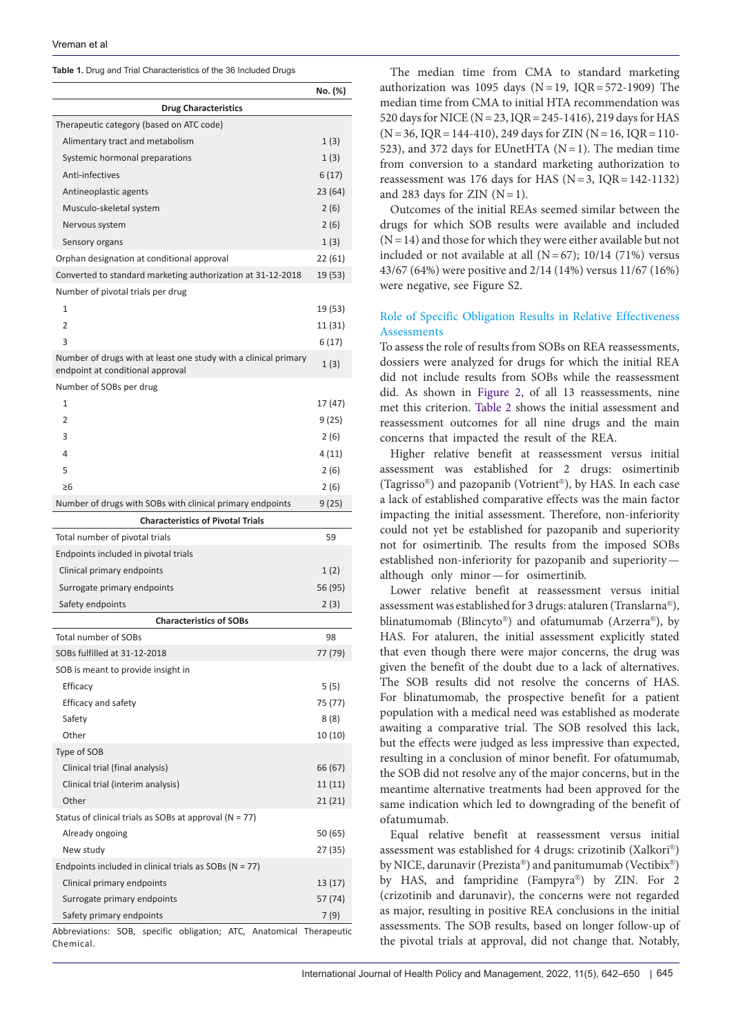**Table 1.** Drug and Trial Characteristics of the 36 Included Drugs

| | No. (%) |
|---|---|
| **Drug Characteristics** | |
| Therapeutic category (based on ATC code) | |
| Alimentary tract and metabolism | 1 (3) |
| Systemic hormonal preparations | 1 (3) |
| Anti-infectives | 6 (17) |
| Antineoplastic agents | 23 (64) |
| Musculo-skeletal system | 2 (6) |
| Nervous system | 2 (6) |
| Sensory organs | 1 (3) |
| Orphan designation at conditional approval | 22 (61) |
| Converted to standard marketing authorization at 31-12-2018 | 19 (53) |
| Number of pivotal trials per drug | |
| 1 | 19 (53) |
| 2 | 11 (31) |
| 3 | 6 (17) |
| Number of drugs with at least one study with a clinical primary endpoint at conditional approval | 1 (3) |
| Number of SOBs per drug | |
| 1 | 17 (47) |
| 2 | 9 (25) |
| 3 | 2 (6) |
| 4 | 4 (11) |
| 5 | 2 (6) |
| ≥6 | 2 (6) |
| Number of drugs with SOBs with clinical primary endpoints | 9 (25) |
| **Characteristics of Pivotal Trials** | |
| Total number of pivotal trials | 59 |
| Endpoints included in pivotal trials | |
| Clinical primary endpoints | 1 (2) |
| Surrogate primary endpoints | 56 (95) |
| Safety endpoints | 2 (3) |
| **Characteristics of SOBs** | |
| Total number of SOBs | 98 |
| SOBs fulfilled at 31-12-2018 | 77 (79) |
| SOB is meant to provide insight in | |
| Efficacy | 5 (5) |
| Efficacy and safety | 75 (77) |
| Safety | 8 (8) |
| Other | 10 (10) |
| Type of SOB | |
| Clinical trial (final analysis) | 66 (67) |
| Clinical trial (interim analysis) | 11 (11) |
| Other | 21 (21) |
| Status of clinical trials as SOBs at approval (N = 77) | |
| Already ongoing | 50 (65) |
| New study | 27 (35) |
| Endpoints included in clinical trials as SOBs (N = 77) | |
| Clinical primary endpoints | 13 (17) |
| Surrogate primary endpoints | 57 (74) |
| Safety primary endpoints | 7 (9) |

Abbreviations: SOB, specific obligation; ATC, Anatomical Therapeutic Chemical.

The median time from CMA to standard marketing authorization was 1095 days (N = 19, IQR = 572-1909) The median time from CMA to initial HTA recommendation was 520 days for NICE (N = 23, IQR = 245-1416), 219 days for HAS (N = 36, IQR = 144-410), 249 days for ZIN (N = 16, IQR = 110-523), and 372 days for EUnetHTA (N = 1). The median time from conversion to a standard marketing authorization to reassessment was 176 days for HAS (N = 3, IQR = 142-1132) and 283 days for ZIN (N = 1).

Outcomes of the initial REAs seemed similar between the drugs for which SOB results were available and included (N = 14) and those for which they were either available but not included or not available at all (N = 67); 10/14 (71%) versus 43/67 (64%) were positive and 2/14 (14%) versus 11/67 (16%) were negative, see Figure S2.

## Role of Specific Obligation Results in Relative Effectiveness Assessments

To assess the role of results from SOBs on REA reassessments, dossiers were analyzed for drugs for which the initial REA did not include results from SOBs while the reassessment did. As shown in Figure 2, of all 13 reassessments, nine met this criterion. Table 2 shows the initial assessment and reassessment outcomes for all nine drugs and the main concerns that impacted the result of the REA.

Higher relative benefit at reassessment versus initial assessment was established for 2 drugs: osimertinib (Tagrisso®) and pazopanib (Votrient®), by HAS. In each case a lack of established comparative effects was the main factor impacting the initial assessment. Therefore, non-inferiority could not yet be established for pazopanib and superiority not for osimertinib. The results from the imposed SOBs established non-inferiority for pazopanib and superiority — although only minor — for osimertinib.

Lower relative benefit at reassessment versus initial assessment was established for 3 drugs: ataluren (Translarna®), blinatumomab (Blincyto®) and ofatumumab (Arzerra®), by HAS. For ataluren, the initial assessment explicitly stated that even though there were major concerns, the drug was given the benefit of the doubt due to a lack of alternatives. The SOB results did not resolve the concerns of HAS. For blinatumomab, the prospective benefit for a patient population with a medical need was established as moderate awaiting a comparative trial. The SOB resolved this lack, but the effects were judged as less impressive than expected, resulting in a conclusion of minor benefit. For ofatumumab, the SOB did not resolve any of the major concerns, but in the meantime alternative treatments had been approved for the same indication which led to downgrading of the benefit of ofatumumab.

Equal relative benefit at reassessment versus initial assessment was established for 4 drugs: crizotinib (Xalkori®) by NICE, darunavir (Prezista®) and panitumumab (Vectibix®) by HAS, and fampridine (Fampyra®) by ZIN. For 2 (crizotinib and darunavir), the concerns were not regarded as major, resulting in positive REA conclusions in the initial assessments. The SOB results, based on longer follow-up of the pivotal trials at approval, did not change that. Notably,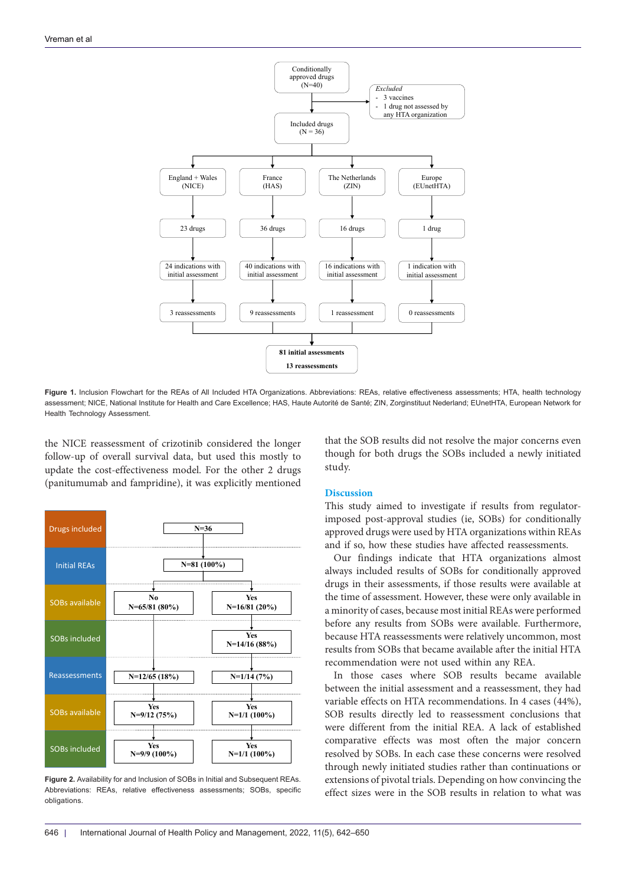Figure 1. Inclusion Flowchart for the REAs of All Included HTA Organizations. Abbreviations: REAs, relative effectiveness assessments; HTA, health technology assessment; NICE, National Institute for Health and Care Excellence; HAS, Haute Autorité de Santé; ZIN, Zorginstituut Nederland; EUnetHTA, European Network for Health Technology Assessment.

the NICE reassessment of crizotinib considered the longer follow-up of overall survival data, but used this mostly to update the cost-effectiveness model. For the other 2 drugs (panitumumab and fampridine), it was explicitly mentioned that the SOB results did not resolve the major concerns even though for both drugs the SOBs included a newly initiated study.

Figure 2. Availability for and Inclusion of SOBs in Initial and Subsequent REAs. Abbreviations: REAs, relative effectiveness assessments; SOBs, specific obligations.

## Discussion

This study aimed to investigate if results from regulator-imposed post-approval studies (ie, SOBs) for conditionally approved drugs were used by HTA organizations within REAs and if so, how these studies have affected reassessments.

Our findings indicate that HTA organizations almost always included results of SOBs for conditionally approved drugs in their assessments, if those results were available at the time of assessment. However, these were only available in a minority of cases, because most initial REAs were performed before any results from SOBs were available. Furthermore, because HTA reassessments were relatively uncommon, most results from SOBs that became available after the initial HTA recommendation were not used within any REA.

In those cases where SOB results became available between the initial assessment and a reassessment, they had variable effects on HTA recommendations. In 4 cases (44%), SOB results directly led to reassessment conclusions that were different from the initial REA. A lack of established comparative effects was most often the major concern resolved by SOBs. In each case these concerns were resolved through newly initiated studies rather than continuations or extensions of pivotal trials. Depending on how convincing the effect sizes were in the SOB results in relation to what was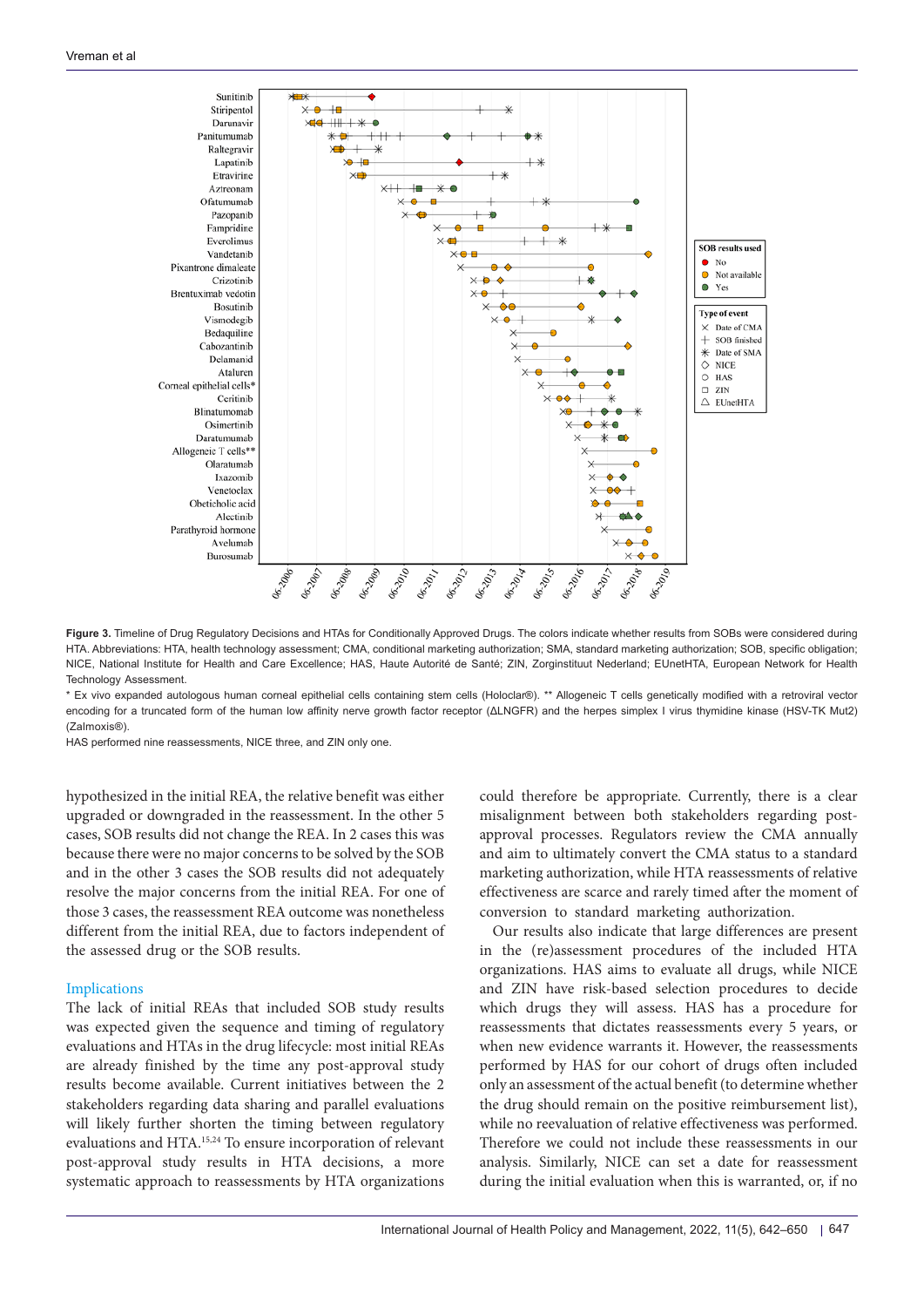**Figure 3.** Timeline of Drug Regulatory Decisions and HTAs for Conditionally Approved Drugs. The colors indicate whether results from SOBs were considered during HTA. Abbreviations: HTA, health technology assessment; CMA, conditional marketing authorization; SMA, standard marketing authorization; SOB, specific obligation; NICE, National Institute for Health and Care Excellence; HAS, Haute Autorité de Santé; ZIN, Zorginstituut Nederland; EUnetHTA, European Network for Health Technology Assessment.

\* Ex vivo expanded autologous human corneal epithelial cells containing stem cells (Holoclar®). ** Allogeneic T cells genetically modified with a retroviral vector encoding for a truncated form of the human low affinity nerve growth factor receptor (ΔLNGFR) and the herpes simplex I virus thymidine kinase (HSV-TK Mut2) (Zalmoxis®).

HAS performed nine reassessments, NICE three, and ZIN only one.

hypothesized in the initial REA, the relative benefit was either upgraded or downgraded in the reassessment. In the other 5 cases, SOB results did not change the REA. In 2 cases this was because there were no major concerns to be solved by the SOB and in the other 3 cases the SOB results did not adequately resolve the major concerns from the initial REA. For one of those 3 cases, the reassessment REA outcome was nonetheless different from the initial REA, due to factors independent of the assessed drug or the SOB results.

### Implications

The lack of initial REAs that included SOB study results was expected given the sequence and timing of regulatory evaluations and HTAs in the drug lifecycle: most initial REAs are already finished by the time any post-approval study results become available. Current initiatives between the 2 stakeholders regarding data sharing and parallel evaluations will likely further shorten the timing between regulatory evaluations and HTA.[15,24] To ensure incorporation of relevant post-approval study results in HTA decisions, a more systematic approach to reassessments by HTA organizations could therefore be appropriate. Currently, there is a clear misalignment between both stakeholders regarding post-approval processes. Regulators review the CMA annually and aim to ultimately convert the CMA status to a standard marketing authorization, while HTA reassessments of relative effectiveness are scarce and rarely timed after the moment of conversion to standard marketing authorization.

Our results also indicate that large differences are present in the (re)assessment procedures of the included HTA organizations. HAS aims to evaluate all drugs, while NICE and ZIN have risk-based selection procedures to decide which drugs they will assess. HAS has a procedure for reassessments that dictates reassessments every 5 years, or when new evidence warrants it. However, the reassessments performed by HAS for our cohort of drugs often included only an assessment of the actual benefit (to determine whether the drug should remain on the positive reimbursement list), while no reevaluation of relative effectiveness was performed. Therefore we could not include these reassessments in our analysis. Similarly, NICE can set a date for reassessment during the initial evaluation when this is warranted, or, if no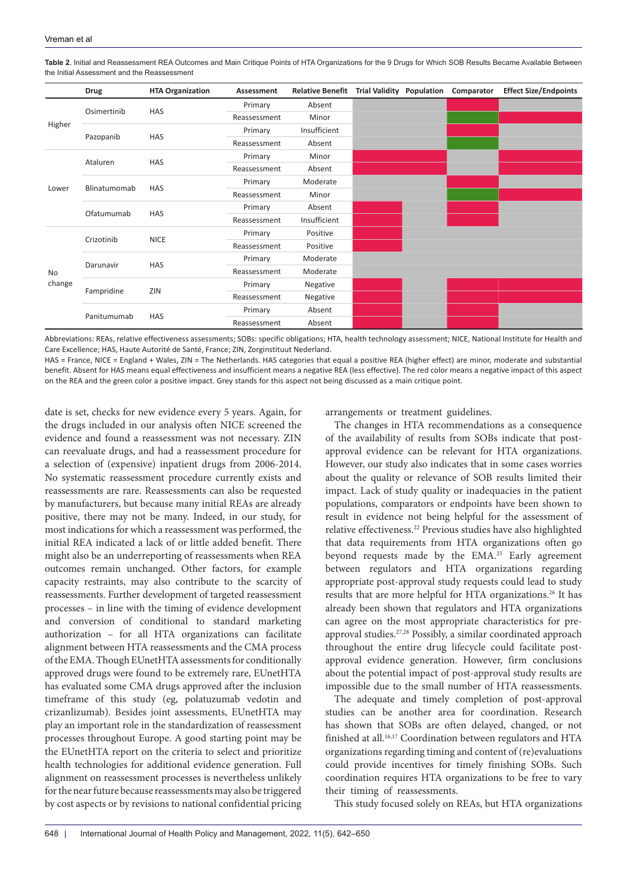**Table 2.** Initial and Reassessment REA Outcomes and Main Critique Points of HTA Organizations for the 9 Drugs for Which SOB Results Became Available Between the Initial Assessment and the Reassessment

| | Drug | HTA Organization | Assessment | Relative Benefit | Trial Validity | Population | Comparator | Effect Size/Endpoints |
|---|---|---|---|---|---|---|---|---|
| Higher | Osimertinib | HAS | Primary | Absent | Grey | Grey | Red | Grey |
| | | | Reassessment | Minor | Grey | Grey | Green | Red |
| | Pazopanib | HAS | Primary | Insufficient | Grey | Grey | Red | Grey |
| | | | Reassessment | Absent | Grey | Grey | Green | Grey |
| Lower | Ataluren | HAS | Primary | Minor | Red | Red | Grey | Red |
| | | | Reassessment | Absent | Red | Red | Grey | Red |
| | Blinatumomab | HAS | Primary | Moderate | Grey | Grey | Red | Grey |
| | | | Reassessment | Minor | Grey | Grey | Green | Red |
| | Ofatumumab | HAS | Primary | Absent | Red | Grey | Red | Grey |
| | | | Reassessment | Insufficient | Red | Grey | Red | Grey |
| No change | Crizotinib | NICE | Primary | Positive | Red | Grey | Grey | Grey |
| | | | Reassessment | Positive | Red | Grey | Grey | Grey |
| | Darunavir | HAS | Primary | Moderate | Grey | Grey | Grey | Grey |
| | | | Reassessment | Moderate | Grey | Grey | Grey | Grey |
| | Fampridine | ZIN | Primary | Negative | Red | Grey | Red | Red |
| | | | Reassessment | Negative | Red | Grey | Red | Red |
| | Panitumumab | HAS | Primary | Absent | Red | Grey | Red | Grey |
| | | | Reassessment | Absent | Red | Grey | Red | Grey |

Abbreviations: REAs, relative effectiveness assessments; SOBs: specific obligations; HTA, health technology assessment; NICE, National Institute for Health and Care Excellence; HAS, Haute Autorité de Santé, France; ZIN, Zorginstituut Nederland.

HAS = France, NICE = England + Wales, ZIN = The Netherlands. HAS categories that equal a positive REA (higher effect) are minor, moderate and substantial benefit. Absent for HAS means equal effectiveness and insufficient means a negative REA (less effective). The red color means a negative impact of this aspect on the REA and the green color a positive impact. Grey stands for this aspect not being discussed as a main critique point.

date is set, checks for new evidence every 5 years. Again, for the drugs included in our analysis often NICE screened the evidence and found a reassessment was not necessary. ZIN can reevaluate drugs, and had a reassessment procedure for a selection of (expensive) inpatient drugs from 2006-2014. No systematic reassessment procedure currently exists and reassessments are rare. Reassessments can also be requested by manufacturers, but because many initial REAs are already positive, there may not be many. Indeed, in our study, for most indications for which a reassessment was performed, the initial REA indicated a lack of or little added benefit. There might also be an underreporting of reassessments when REA outcomes remain unchanged. Other factors, for example capacity restraints, may also contribute to the scarcity of reassessments. Further development of targeted reassessment processes – in line with the timing of evidence development and conversion of conditional to standard marketing authorization – for all HTA organizations can facilitate alignment between HTA reassessments and the CMA process of the EMA. Though EUnetHTA assessments for conditionally approved drugs were found to be extremely rare, EUnetHTA has evaluated some CMA drugs approved after the inclusion timeframe of this study (eg, polatuzumab vedotin and crizanlizumab). Besides joint assessments, EUnetHTA may play an important role in the standardization of reassessment processes throughout Europe. A good starting point may be the EUnetHTA report on the criteria to select and prioritize health technologies for additional evidence generation. Full alignment on reassessment processes is nevertheless unlikely for the near future because reassessments may also be triggered by cost aspects or by revisions to national confidential pricing arrangements or treatment guidelines.

The changes in HTA recommendations as a consequence of the availability of results from SOBs indicate that post-approval evidence can be relevant for HTA organizations. However, our study also indicates that in some cases worries about the quality or relevance of SOB results limited their impact. Lack of study quality or inadequacies in the patient populations, comparators or endpoints have been shown to result in evidence not being helpful for the assessment of relative effectiveness.[22] Previous studies have also highlighted that data requirements from HTA organizations often go beyond requests made by the EMA.[25] Early agreement between regulators and HTA organizations regarding appropriate post-approval study requests could lead to study results that are more helpful for HTA organizations.[26] It has already been shown that regulators and HTA organizations can agree on the most appropriate characteristics for pre-approval studies.[27,28] Possibly, a similar coordinated approach throughout the entire drug lifecycle could facilitate post-approval evidence generation. However, firm conclusions about the potential impact of post-approval study results are impossible due to the small number of HTA reassessments.

The adequate and timely completion of post-approval studies can be another area for coordination. Research has shown that SOBs are often delayed, changed, or not finished at all.[16,17] Coordination between regulators and HTA organizations regarding timing and content of (re)evaluations could provide incentives for timely finishing SOBs. Such coordination requires HTA organizations to be free to vary their timing of reassessments.

This study focused solely on REAs, but HTA organizations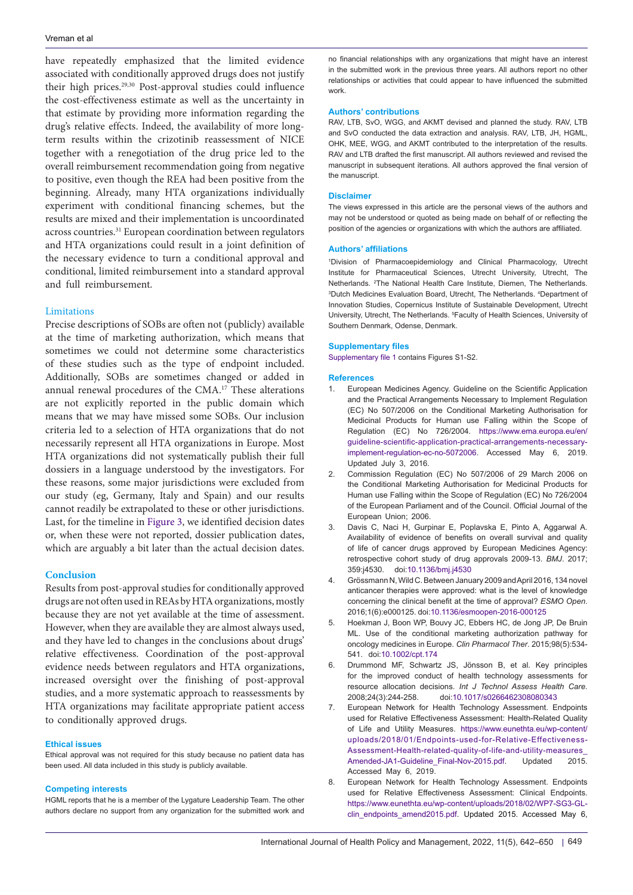have repeatedly emphasized that the limited evidence associated with conditionally approved drugs does not justify their high prices.[29,30] Post-approval studies could influence the cost-effectiveness estimate as well as the uncertainty in that estimate by providing more information regarding the drug's relative effects. Indeed, the availability of more long-term results within the crizotinib reassessment of NICE together with a renegotiation of the drug price led to the overall reimbursement recommendation going from negative to positive, even though the REA had been positive from the beginning. Already, many HTA organizations individually experiment with conditional financing schemes, but the results are mixed and their implementation is uncoordinated across countries.[31] European coordination between regulators and HTA organizations could result in a joint definition of the necessary evidence to turn a conditional approval and conditional, limited reimbursement into a standard approval and full reimbursement.

### Limitations

Precise descriptions of SOBs are often not (publicly) available at the time of marketing authorization, which means that sometimes we could not determine some characteristics of these studies such as the type of endpoint included. Additionally, SOBs are sometimes changed or added in annual renewal procedures of the CMA.[17] These alterations are not explicitly reported in the public domain which means that we may have missed some SOBs. Our inclusion criteria led to a selection of HTA organizations that do not necessarily represent all HTA organizations in Europe. Most HTA organizations did not systematically publish their full dossiers in a language understood by the investigators. For these reasons, some major jurisdictions were excluded from our study (eg, Germany, Italy and Spain) and our results cannot readily be extrapolated to these or other jurisdictions. Last, for the timeline in Figure 3, we identified decision dates or, when these were not reported, dossier publication dates, which are arguably a bit later than the actual decision dates.

## Conclusion

Results from post-approval studies for conditionally approved drugs are not often used in REAs by HTA organizations, mostly because they are not yet available at the time of assessment. However, when they are available they are almost always used, and they have led to changes in the conclusions about drugs' relative effectiveness. Coordination of the post-approval evidence needs between regulators and HTA organizations, increased oversight over the finishing of post-approval studies, and a more systematic approach to reassessments by HTA organizations may facilitate appropriate patient access to conditionally approved drugs.

#### Ethical issues

Ethical approval was not required for this study because no patient data has been used. All data included in this study is publicly available.

#### Competing interests

HGML reports that he is a member of the Lygature Leadership Team. The other authors declare no support from any organization for the submitted work and no financial relationships with any organizations that might have an interest in the submitted work in the previous three years. All authors report no other relationships or activities that could appear to have influenced the submitted work.

#### Authors' contributions

RAV, LTB, SvO, WGG, and AKMT devised and planned the study. RAV, LTB and SvO conducted the data extraction and analysis. RAV, LTB, JH, HGML, OHK, MEE, WGG, and AKMT contributed to the interpretation of the results. RAV and LTB drafted the first manuscript. All authors reviewed and revised the manuscript in subsequent iterations. All authors approved the final version of the manuscript.

#### Disclaimer

The views expressed in this article are the personal views of the authors and may not be understood or quoted as being made on behalf of or reflecting the position of the agencies or organizations with which the authors are affiliated.

#### Authors' affiliations

[1]Division of Pharmacoepidemiology and Clinical Pharmacology, Utrecht Institute for Pharmaceutical Sciences, Utrecht University, Utrecht, The Netherlands. [2]The National Health Care Institute, Diemen, The Netherlands. [3]Dutch Medicines Evaluation Board, Utrecht, The Netherlands. [4]Department of Innovation Studies, Copernicus Institute of Sustainable Development, Utrecht University, Utrecht, The Netherlands. [5]Faculty of Health Sciences, University of Southern Denmark, Odense, Denmark.

#### Supplementary files

Supplementary file 1 contains Figures S1-S2.

#### References

1. European Medicines Agency. Guideline on the Scientific Application and the Practical Arrangements Necessary to Implement Regulation (EC) No 507/2006 on the Conditional Marketing Authorisation for Medicinal Products for Human use Falling within the Scope of Regulation (EC) No 726/2004. https://www.ema.europa.eu/en/guideline-scientific-application-practical-arrangements-necessary-implement-regulation-ec-no-5072006. Accessed May 6, 2019. Updated July 3, 2016.
2. Commission Regulation (EC) No 507/2006 of 29 March 2006 on the Conditional Marketing Authorisation for Medicinal Products for Human use Falling within the Scope of Regulation (EC) No 726/2004 of the European Parliament and of the Council. Official Journal of the European Union; 2006.
3. Davis C, Naci H, Gurpinar E, Poplavska E, Pinto A, Aggarwal A. Availability of evidence of benefits on overall survival and quality of life of cancer drugs approved by European Medicines Agency: retrospective cohort study of drug approvals 2009-13. *BMJ*. 2017; 359:j4530. doi:10.1136/bmj.j4530
4. Grössmann N, Wild C. Between January 2009 and April 2016, 134 novel anticancer therapies were approved: what is the level of knowledge concerning the clinical benefit at the time of approval? *ESMO Open*. 2016;1(6):e000125. doi:10.1136/esmoopen-2016-000125
5. Hoekman J, Boon WP, Bouvy JC, Ebbers HC, de Jong JP, De Bruin ML. Use of the conditional marketing authorization pathway for oncology medicines in Europe. *Clin Pharmacol Ther*. 2015;98(5):534-541. doi:10.1002/cpt.174
6. Drummond MF, Schwartz JS, Jönsson B, et al. Key principles for the improved conduct of health technology assessments for resource allocation decisions. *Int J Technol Assess Health Care*. 2008;24(3):244-258. doi:10.1017/s0266462308080343
7. European Network for Health Technology Assessment. Endpoints used for Relative Effectiveness Assessment: Health-Related Quality of Life and Utility Measures. https://www.eunethta.eu/wp-content/uploads/2018/01/Endpoints-used-for-Relative-Effectiveness-Assessment-Health-related-quality-of-life-and-utility-measures_Amended-JA1-Guideline_Final-Nov-2015.pdf. Updated 2015. Accessed May 6, 2019.
8. European Network for Health Technology Assessment. Endpoints used for Relative Effectiveness Assessment: Clinical Endpoints. https://www.eunethta.eu/wp-content/uploads/2018/02/WP7-SG3-GL-clin_endpoints_amend2015.pdf. Updated 2015. Accessed May 6,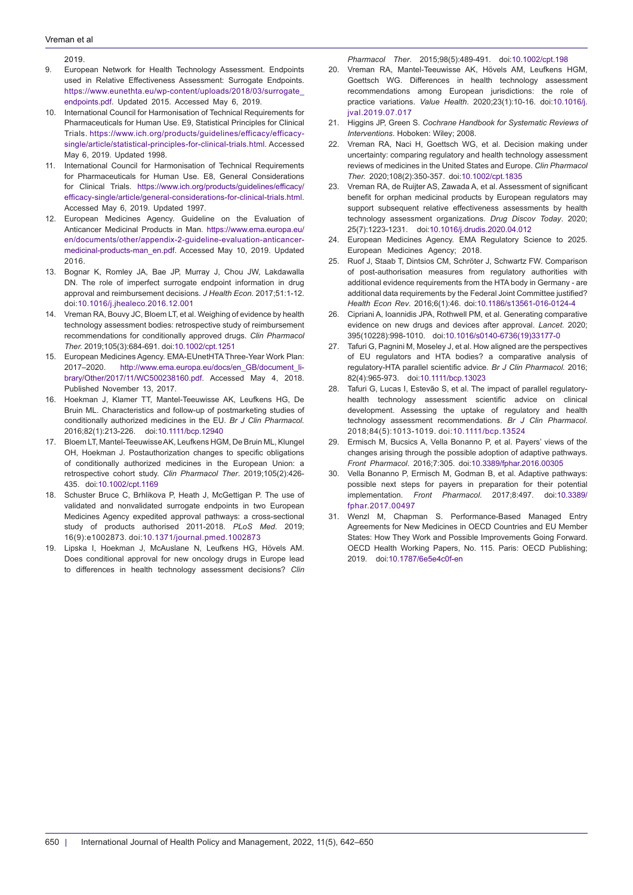2019.

9. European Network for Health Technology Assessment. Endpoints used in Relative Effectiveness Assessment: Surrogate Endpoints. https://www.eunethta.eu/wp-content/uploads/2018/03/surrogate_endpoints.pdf. Updated 2015. Accessed May 6, 2019.
10. International Council for Harmonisation of Technical Requirements for Pharmaceuticals for Human Use. E9, Statistical Principles for Clinical Trials. https://www.ich.org/products/guidelines/efficacy/efficacy-single/article/statistical-principles-for-clinical-trials.html. Accessed May 6, 2019. Updated 1998.
11. International Council for Harmonisation of Technical Requirements for Pharmaceuticals for Human Use. E8, General Considerations for Clinical Trials. https://www.ich.org/products/guidelines/efficacy/efficacy-single/article/general-considerations-for-clinical-trials.html. Accessed May 6, 2019. Updated 1997.
12. European Medicines Agency. Guideline on the Evaluation of Anticancer Medicinal Products in Man. https://www.ema.europa.eu/en/documents/other/appendix-2-guideline-evaluation-anticancer-medicinal-products-man_en.pdf. Accessed May 10, 2019. Updated 2016.
13. Bognar K, Romley JA, Bae JP, Murray J, Chou JW, Lakdawalla DN. The role of imperfect surrogate endpoint information in drug approval and reimbursement decisions. *J Health Econ*. 2017;51:1-12. doi:10.1016/j.jhealeco.2016.12.001
14. Vreman RA, Bouvy JC, Bloem LT, et al. Weighing of evidence by health technology assessment bodies: retrospective study of reimbursement recommendations for conditionally approved drugs. *Clin Pharmacol Ther.* 2019;105(3):684-691. doi:10.1002/cpt.1251
15. European Medicines Agency. EMA-EUnetHTA Three-Year Work Plan: 2017–2020. http://www.ema.europa.eu/docs/en_GB/document_library/Other/2017/11/WC500238160.pdf. Accessed May 4, 2018. Published November 13, 2017.
16. Hoekman J, Klamer TT, Mantel-Teeuwisse AK, Leufkens HG, De Bruin ML. Characteristics and follow-up of postmarketing studies of conditionally authorized medicines in the EU. *Br J Clin Pharmacol*. 2016;82(1):213-226. doi:10.1111/bcp.12940
17. Bloem LT, Mantel-Teeuwisse AK, Leufkens HGM, De Bruin ML, Klungel OH, Hoekman J. Postauthorization changes to specific obligations of conditionally authorized medicines in the European Union: a retrospective cohort study. *Clin Pharmacol Ther*. 2019;105(2):426-435. doi:10.1002/cpt.1169
18. Schuster Bruce C, Brhlikova P, Heath J, McGettigan P. The use of validated and nonvalidated surrogate endpoints in two European Medicines Agency expedited approval pathways: a cross-sectional study of products authorised 2011-2018. *PLoS Med*. 2019;16(9):e1002873. doi:10.1371/journal.pmed.1002873
19. Lipska I, Hoekman J, McAuslane N, Leufkens HG, Hövels AM. Does conditional approval for new oncology drugs in Europe lead to differences in health technology assessment decisions? *Clin Pharmacol Ther*. 2015;98(5):489-491. doi:10.1002/cpt.198
20. Vreman RA, Mantel-Teeuwisse AK, Hövels AM, Leufkens HGM, Goettsch WG. Differences in health technology assessment recommendations among European jurisdictions: the role of practice variations. *Value Health*. 2020;23(1):10-16. doi:10.1016/j.jval.2019.07.017
21. Higgins JP, Green S. *Cochrane Handbook for Systematic Reviews of Interventions*. Hoboken: Wiley; 2008.
22. Vreman RA, Naci H, Goettsch WG, et al. Decision making under uncertainty: comparing regulatory and health technology assessment reviews of medicines in the United States and Europe. *Clin Pharmacol Ther.* 2020;108(2):350-357. doi:10.1002/cpt.1835
23. Vreman RA, de Ruijter AS, Zawada A, et al. Assessment of significant benefit for orphan medicinal products by European regulators may support subsequent relative effectiveness assessments by health technology assessment organizations. *Drug Discov Today*. 2020; 25(7):1223-1231. doi:10.1016/j.drudis.2020.04.012
24. European Medicines Agency. EMA Regulatory Science to 2025. European Medicines Agency; 2018.
25. Ruof J, Staab T, Dintsios CM, Schröter J, Schwartz FW. Comparison of post-authorisation measures from regulatory authorities with additional evidence requirements from the HTA body in Germany - are additional data requirements by the Federal Joint Committee justified? *Health Econ Rev*. 2016;6(1):46. doi:10.1186/s13561-016-0124-4
26. Cipriani A, Ioannidis JPA, Rothwell PM, et al. Generating comparative evidence on new drugs and devices after approval. *Lancet*. 2020; 395(10228):998-1010. doi:10.1016/s0140-6736(19)33177-0
27. Tafuri G, Pagnini M, Moseley J, et al. How aligned are the perspectives of EU regulators and HTA bodies? a comparative analysis of regulatory-HTA parallel scientific advice. *Br J Clin Pharmacol.* 2016; 82(4):965-973. doi:10.1111/bcp.13023
28. Tafuri G, Lucas I, Estevão S, et al. The impact of parallel regulatory-health technology assessment scientific advice on clinical development. Assessing the uptake of regulatory and health technology assessment recommendations. *Br J Clin Pharmacol*. 2018;84(5):1013-1019. doi:10.1111/bcp.13524
29. Ermisch M, Bucsics A, Vella Bonanno P, et al. Payers' views of the changes arising through the possible adoption of adaptive pathways. *Front Pharmacol*. 2016;7:305. doi:10.3389/fphar.2016.00305
30. Vella Bonanno P, Ermisch M, Godman B, et al. Adaptive pathways: possible next steps for payers in preparation for their potential implementation. *Front Pharmacol*. 2017;8:497. doi:10.3389/fphar.2017.00497
31. Wenzl M, Chapman S. Performance-Based Managed Entry Agreements for New Medicines in OECD Countries and EU Member States: How They Work and Possible Improvements Going Forward. OECD Health Working Papers, No. 115. Paris: OECD Publishing; 2019. doi:10.1787/6e5e4c0f-en